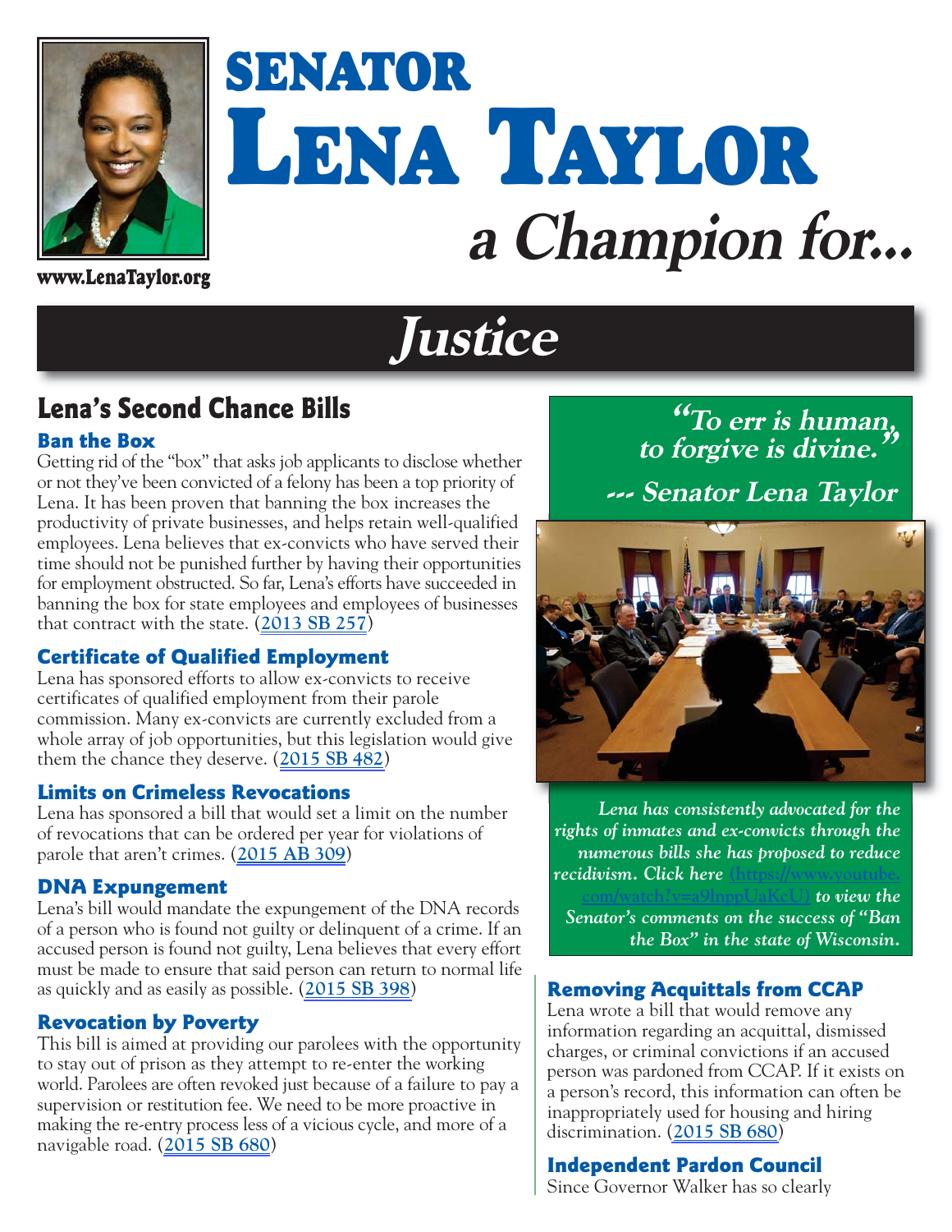# SENATOR LENA TAYLOR

## *a Champion for...*

www.LenaTaylor.org

# *Justice*

## Lena's Second Chance Bills

### Ban the Box

Getting rid of the "box" that asks job applicants to disclose whether or not they've been convicted of a felony has been a top priority of Lena. It has been proven that banning the box increases the productivity of private businesses, and helps retain well-qualified employees. Lena believes that ex-convicts who have served their time should not be punished further by having their opportunities for employment obstructed. So far, Lena's efforts have succeeded in banning the box for state employees and employees of businesses that contract with the state. (2013 SB 257)

### Certificate of Qualified Employment

Lena has sponsored efforts to allow ex-convicts to receive certificates of qualified employment from their parole commission. Many ex-convicts are currently excluded from a whole array of job opportunities, but this legislation would give them the chance they deserve. (2015 SB 482)

### Limits on Crimeless Revocations

Lena has sponsored a bill that would set a limit on the number of revocations that can be ordered per year for violations of parole that aren't crimes. (2015 AB 309)

### DNA Expungement

Lena's bill would mandate the expungement of the DNA records of a person who is found not guilty or delinquent of a crime. If an accused person is found not guilty, Lena believes that every effort must be made to ensure that said person can return to normal life as quickly and as easily as possible. (2015 SB 398)

### Revocation by Poverty

This bill is aimed at providing our parolees with the opportunity to stay out of prison as they attempt to re-enter the working world. Parolees are often revoked just because of a failure to pay a supervision or restitution fee. We need to be more proactive in making the re-entry process less of a vicious cycle, and more of a navigable road. (2015 SB 680)

***"To err is human, to forgive is divine."***

***--- Senator Lena Taylor***

*Lena has consistently advocated for the rights of inmates and ex-convicts through the numerous bills she has proposed to reduce recidivism. Click here (https://www.youtube.com/watch?v=a9lnppUaKcU) to view the Senator's comments on the success of "Ban the Box" in the state of Wisconsin.*

### Removing Acquittals from CCAP

Lena wrote a bill that would remove any information regarding an acquittal, dismissed charges, or criminal convictions if an accused person was pardoned from CCAP. If it exists on a person's record, this information can often be inappropriately used for housing and hiring discrimination. (2015 SB 680)

### Independent Pardon Council

Since Governor Walker has so clearly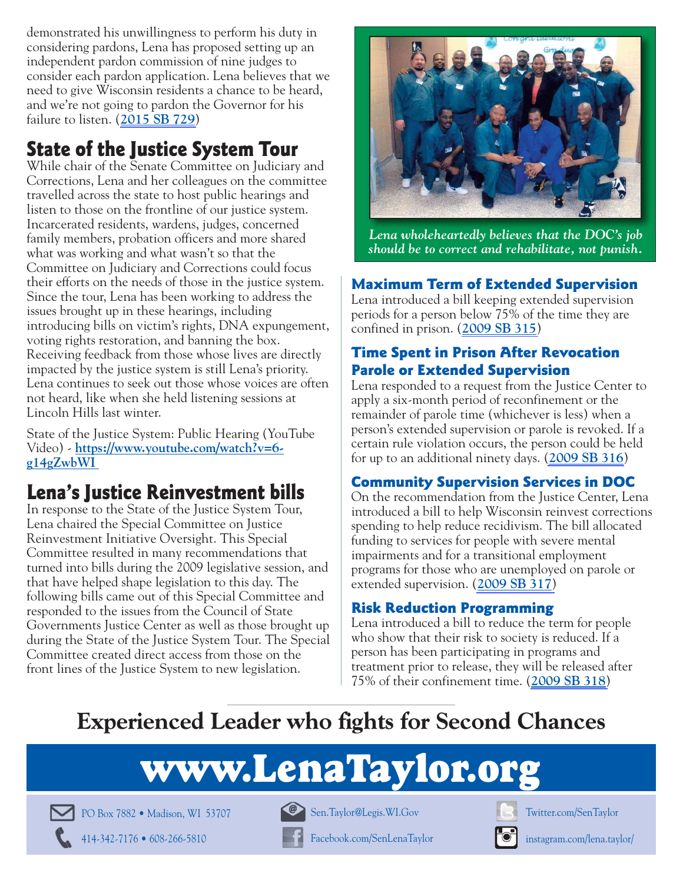demonstrated his unwillingness to perform his duty in considering pardons, Lena has proposed setting up an independent pardon commission of nine judges to consider each pardon application. Lena believes that we need to give Wisconsin residents a chance to be heard, and we're not going to pardon the Governor for his failure to listen. (2015 SB 729)

## State of the Justice System Tour

While chair of the Senate Committee on Judiciary and Corrections, Lena and her colleagues on the committee travelled across the state to host public hearings and listen to those on the frontline of our justice system. Incarcerated residents, wardens, judges, concerned family members, probation officers and more shared what was working and what wasn't so that the Committee on Judiciary and Corrections could focus their efforts on the needs of those in the justice system. Since the tour, Lena has been working to address the issues brought up in these hearings, including introducing bills on victim's rights, DNA expungement, voting rights restoration, and banning the box. Receiving feedback from those whose lives are directly impacted by the justice system is still Lena's priority. Lena continues to seek out those whose voices are often not heard, like when she held listening sessions at Lincoln Hills last winter.

State of the Justice System: Public Hearing (YouTube Video) - **https://www.youtube.com/watch?v=6-g14gZwbWI**

## Lena's Justice Reinvestment bills

In response to the State of the Justice System Tour, Lena chaired the Special Committee on Justice Reinvestment Initiative Oversight. This Special Committee resulted in many recommendations that turned into bills during the 2009 legislative session, and that have helped shape legislation to this day. The following bills came out of this Special Committee and responded to the issues from the Council of State Governments Justice Center as well as those brought up during the State of the Justice System Tour. The Special Committee created direct access from those on the front lines of the Justice System to new legislation.

*Lena wholeheartedly believes that the DOC's job should be to correct and rehabilitate, not punish.*

### Maximum Term of Extended Supervision

Lena introduced a bill keeping extended supervision periods for a person below 75% of the time they are confined in prison. (2009 SB 315)

### Time Spent in Prison After Revocation Parole or Extended Supervision

Lena responded to a request from the Justice Center to apply a six-month period of reconfinement or the remainder of parole time (whichever is less) when a person's extended supervision or parole is revoked. If a certain rule violation occurs, the person could be held for up to an additional ninety days. (2009 SB 316)

### Community Supervision Services in DOC

On the recommendation from the Justice Center, Lena introduced a bill to help Wisconsin reinvest corrections spending to help reduce recidivism. The bill allocated funding to services for people with severe mental impairments and for a transitional employment programs for those who are unemployed on parole or extended supervision. (2009 SB 317)

### Risk Reduction Programming

Lena introduced a bill to reduce the term for people who show that their risk to society is reduced. If a person has been participating in programs and treatment prior to release, they will be released after 75% of their confinement time. (2009 SB 318)

## Experienced Leader who fights for Second Chances

# www.LenaTaylor.org

PO Box 7882 • Madison, WI 53707

414-342-7176 • 608-266-5810

Sen.Taylor@Legis.WI.Gov

Facebook.com/SenLenaTaylor

Twitter.com/SenTaylor

instagram.com/lena.taylor/